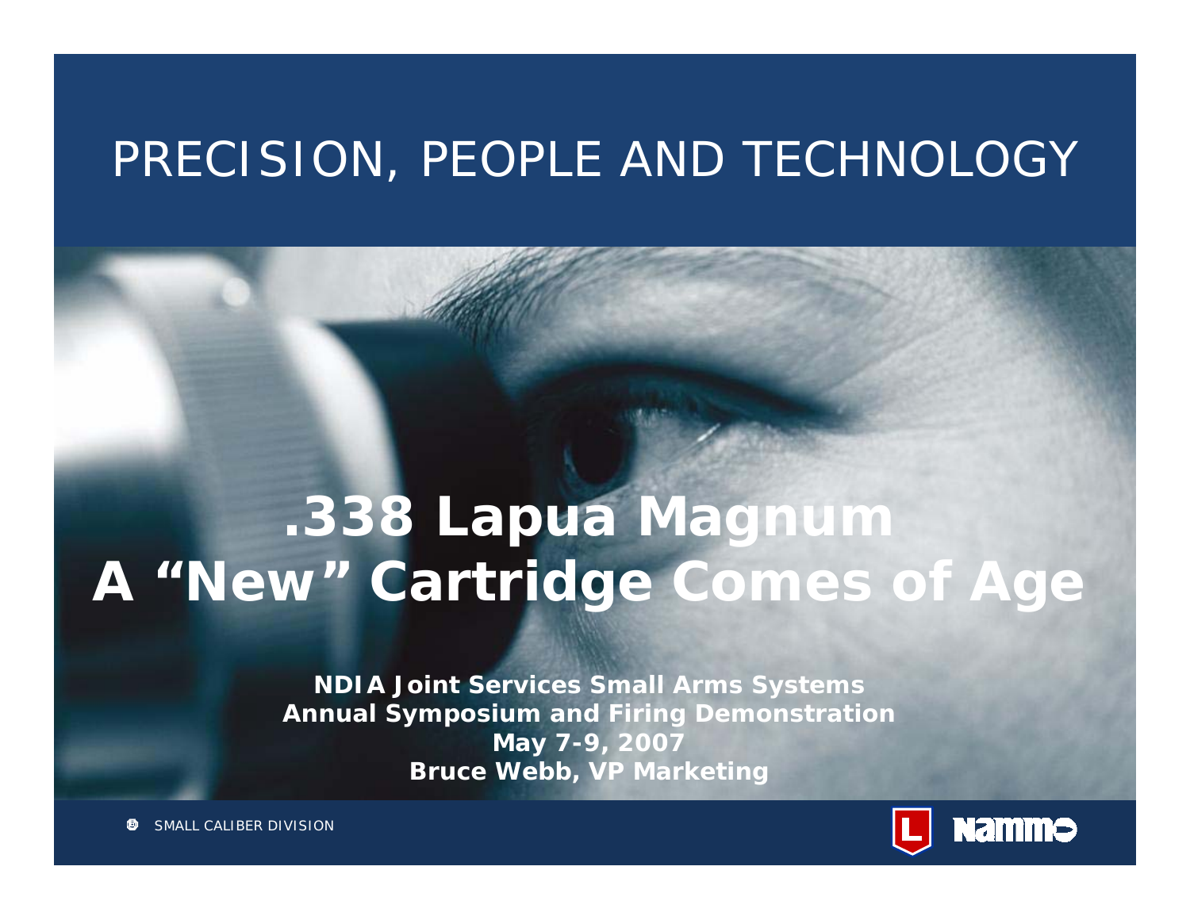PRECISION, PEOPLE AND TECHNOLOGY

# .338 Lapua Magnum
# A "New" Cartridge Comes of Age

**NDIA Joint Services Small Arms Systems**
**Annual Symposium and Firing Demonstration**
**May 7-9, 2007**
**Bruce Webb, VP Marketing**

SMALL CALIBER DIVISION

Nammo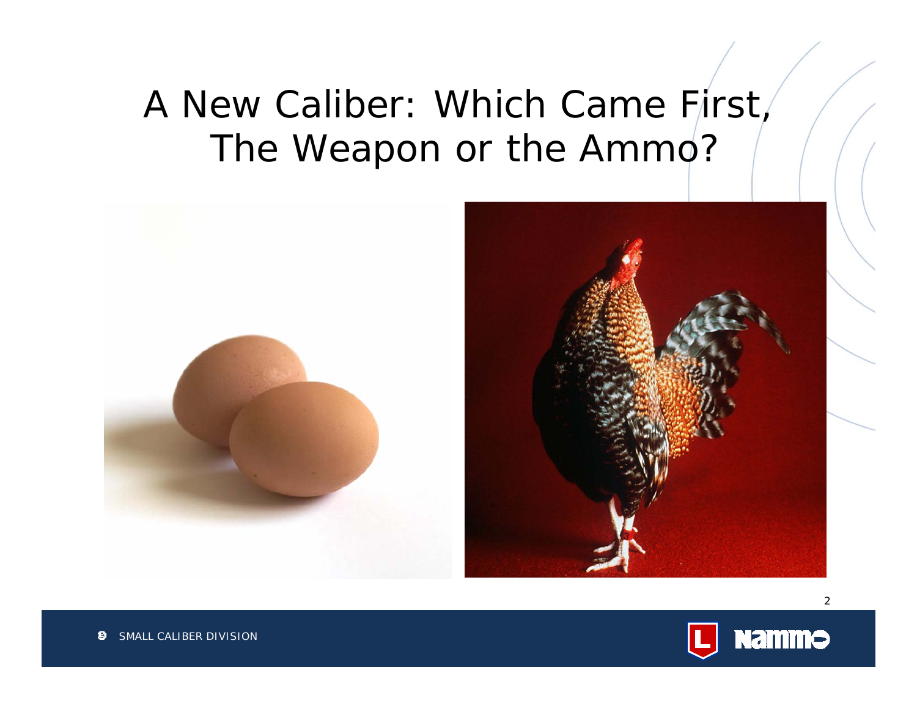# A New Caliber: Which Came First, The Weapon or the Ammo?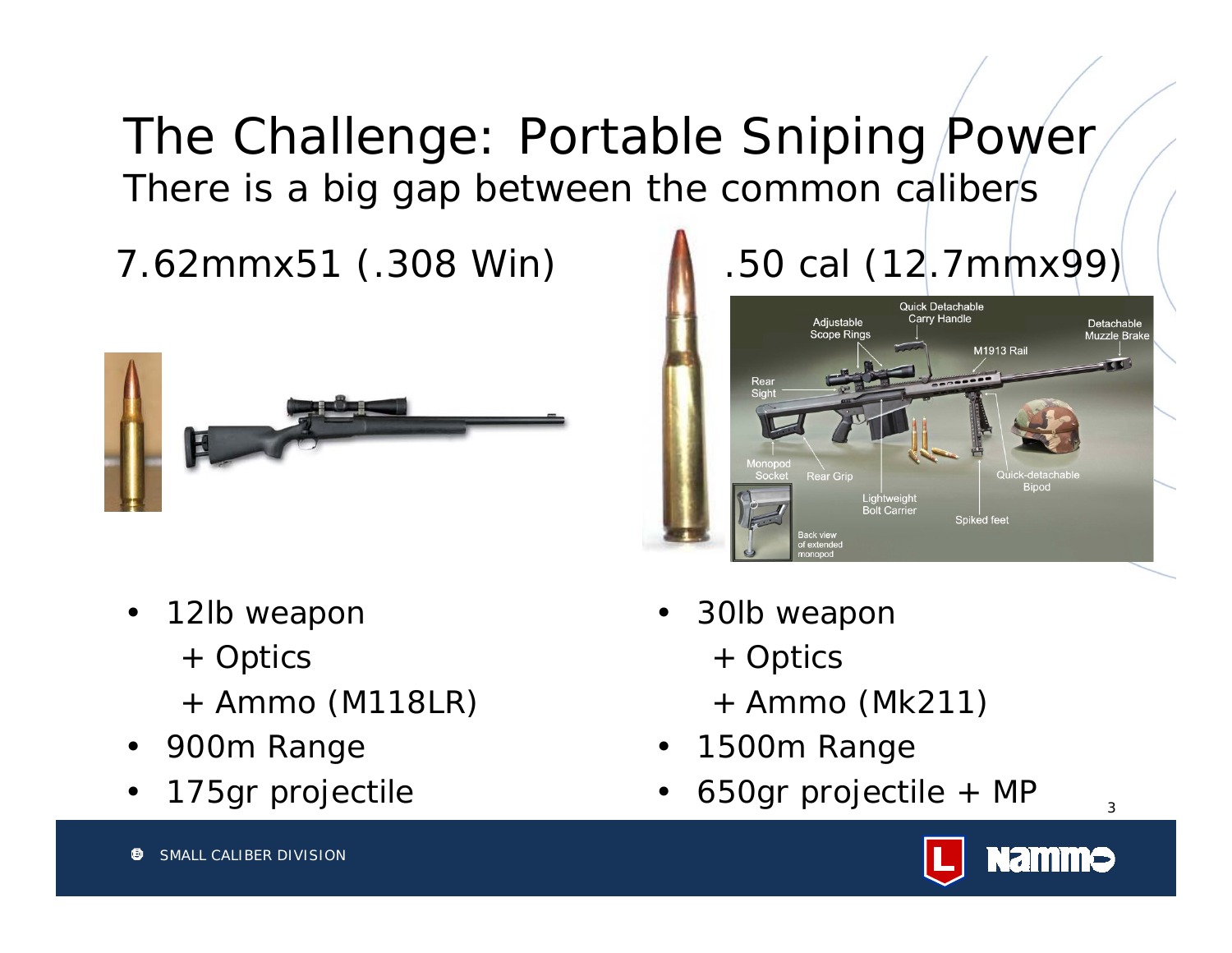# The Challenge: Portable Sniping Power

## There is a big gap between the common calibers

### 7.62mmx51 (.308 Win)

- 12lb weapon
  - \+ Optics
  - \+ Ammo (M118LR)
- 900m Range
- 175gr projectile

### .50 cal (12.7mmx99)

- 30lb weapon
  - \+ Optics
  - \+ Ammo (Mk211)
- 1500m Range
- 650gr projectile + MP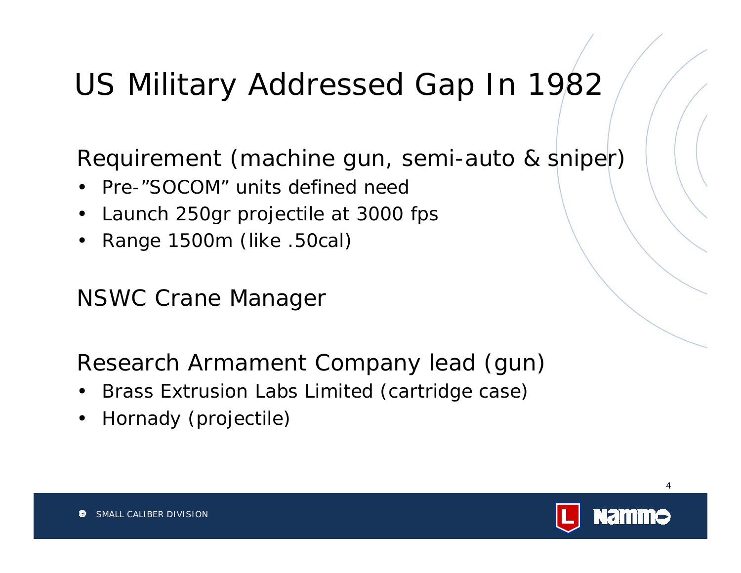# US Military Addressed Gap In 1982

Requirement (machine gun, semi-auto & sniper)

- Pre-"SOCOM" units defined need
- Launch 250gr projectile at 3000 fps
- Range 1500m (like .50cal)

NSWC Crane Manager

Research Armament Company lead (gun)

- Brass Extrusion Labs Limited (cartridge case)
- Hornady (projectile)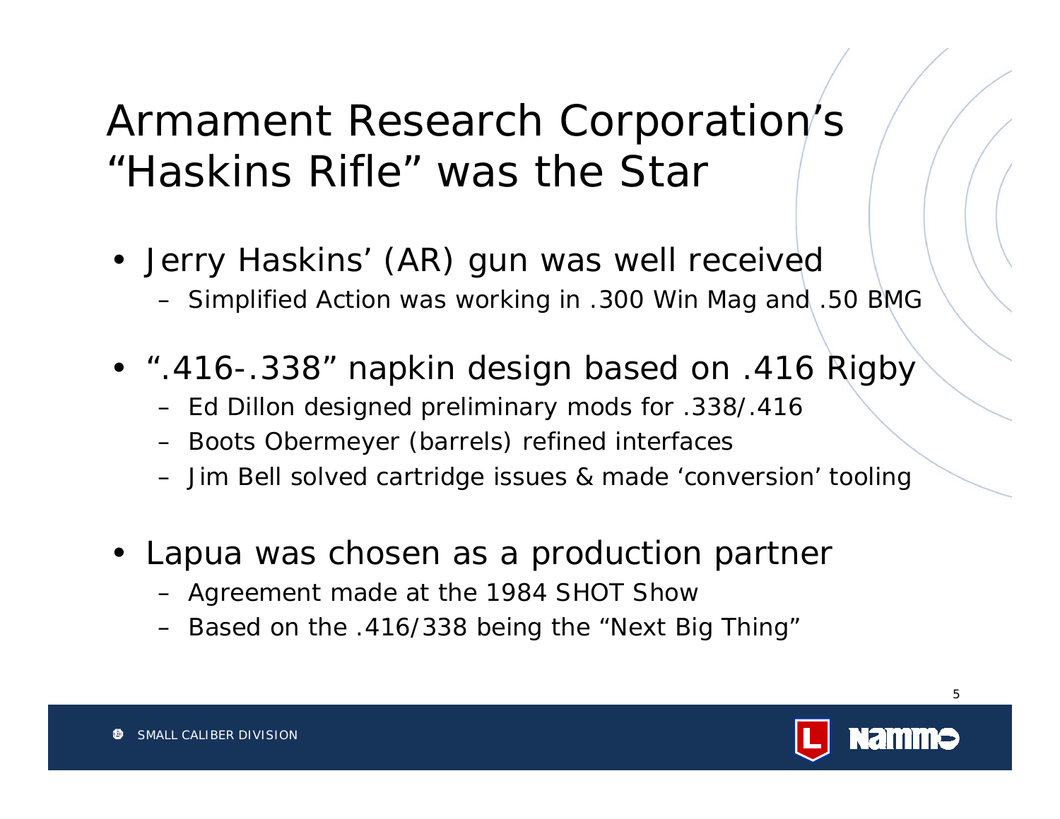# Armament Research Corporation's "Haskins Rifle" was the Star

- Jerry Haskins' (AR) gun was well received
  - Simplified Action was working in .300 Win Mag and .50 BMG
- ".416-.338" napkin design based on .416 Rigby
  - Ed Dillon designed preliminary mods for .338/.416
  - Boots Obermeyer (barrels) refined interfaces
  - Jim Bell solved cartridge issues & made 'conversion' tooling
- Lapua was chosen as a production partner
  - Agreement made at the 1984 SHOT Show
  - Based on the .416/338 being the "Next Big Thing"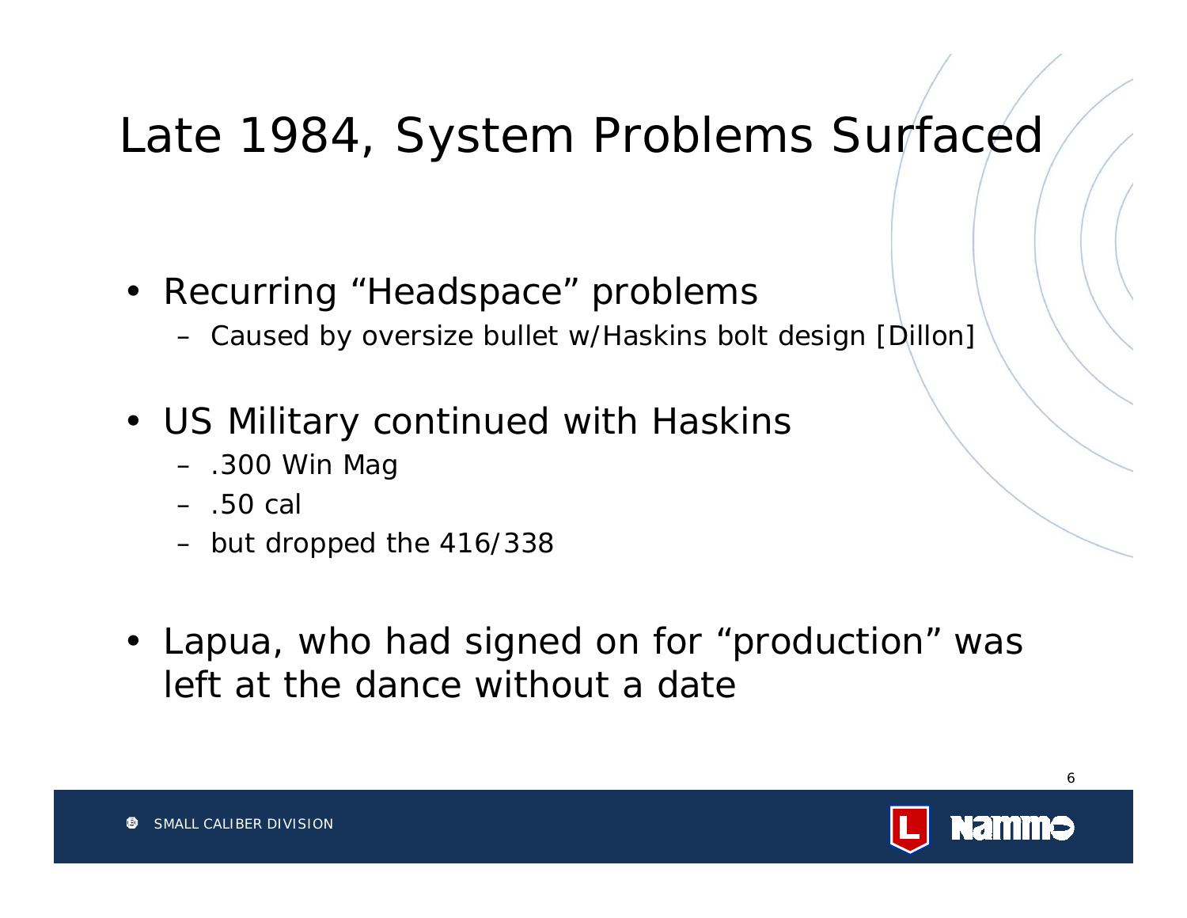# Late 1984, System Problems Surfaced

- Recurring "Headspace" problems
  - Caused by oversize bullet w/Haskins bolt design [Dillon]
- US Military continued with Haskins
  - .300 Win Mag
  - .50 cal
  - but dropped the 416/338
- Lapua, who had signed on for "production" was left at the dance without a date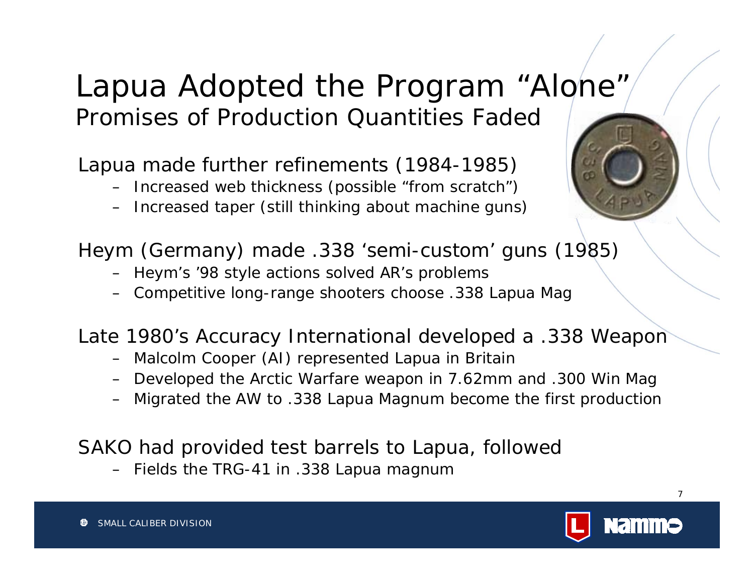# Lapua Adopted the Program "Alone"

## Promises of Production Quantities Faded

Lapua made further refinements (1984-1985)

- Increased web thickness (possible "from scratch")
- Increased taper (still thinking about machine guns)

Heym (Germany) made .338 'semi-custom' guns (1985)

- Heym's '98 style actions solved AR's problems
- Competitive long-range shooters choose .338 Lapua Mag

Late 1980's Accuracy International developed a .338 Weapon

- Malcolm Cooper (AI) represented Lapua in Britain
- Developed the Arctic Warfare weapon in 7.62mm and .300 Win Mag
- Migrated the AW to .338 Lapua Magnum become the first production

SAKO had provided test barrels to Lapua, followed

- Fields the TRG-41 in .338 Lapua magnum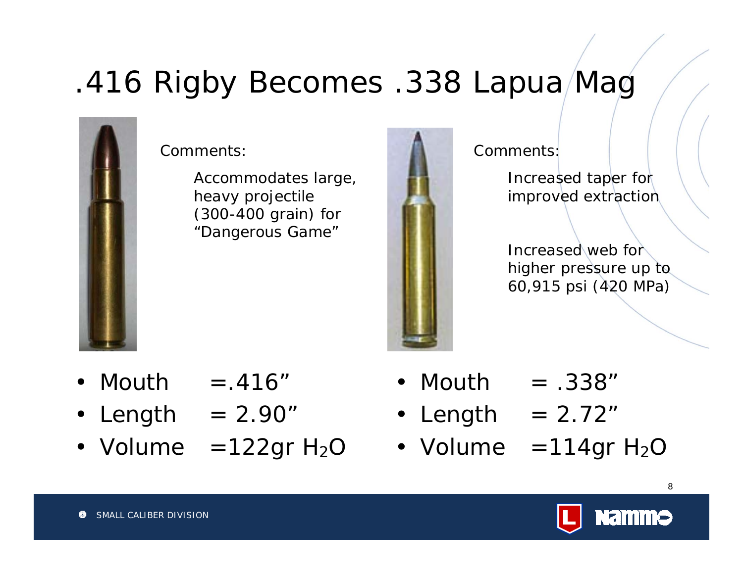# .416 Rigby Becomes .338 Lapua Mag

Comments:

Accommodates large, heavy projectile (300-400 grain) for "Dangerous Game"

- Mouth =.416"
- Length = 2.90"
- Volume =122gr $H_2O$

Comments:

Increased taper for improved extraction

Increased web for higher pressure up to 60,915 psi (420 MPa)

- Mouth = .338"
- Length = 2.72"
- Volume =114gr $H_2O$

SMALL CALIBER DIVISION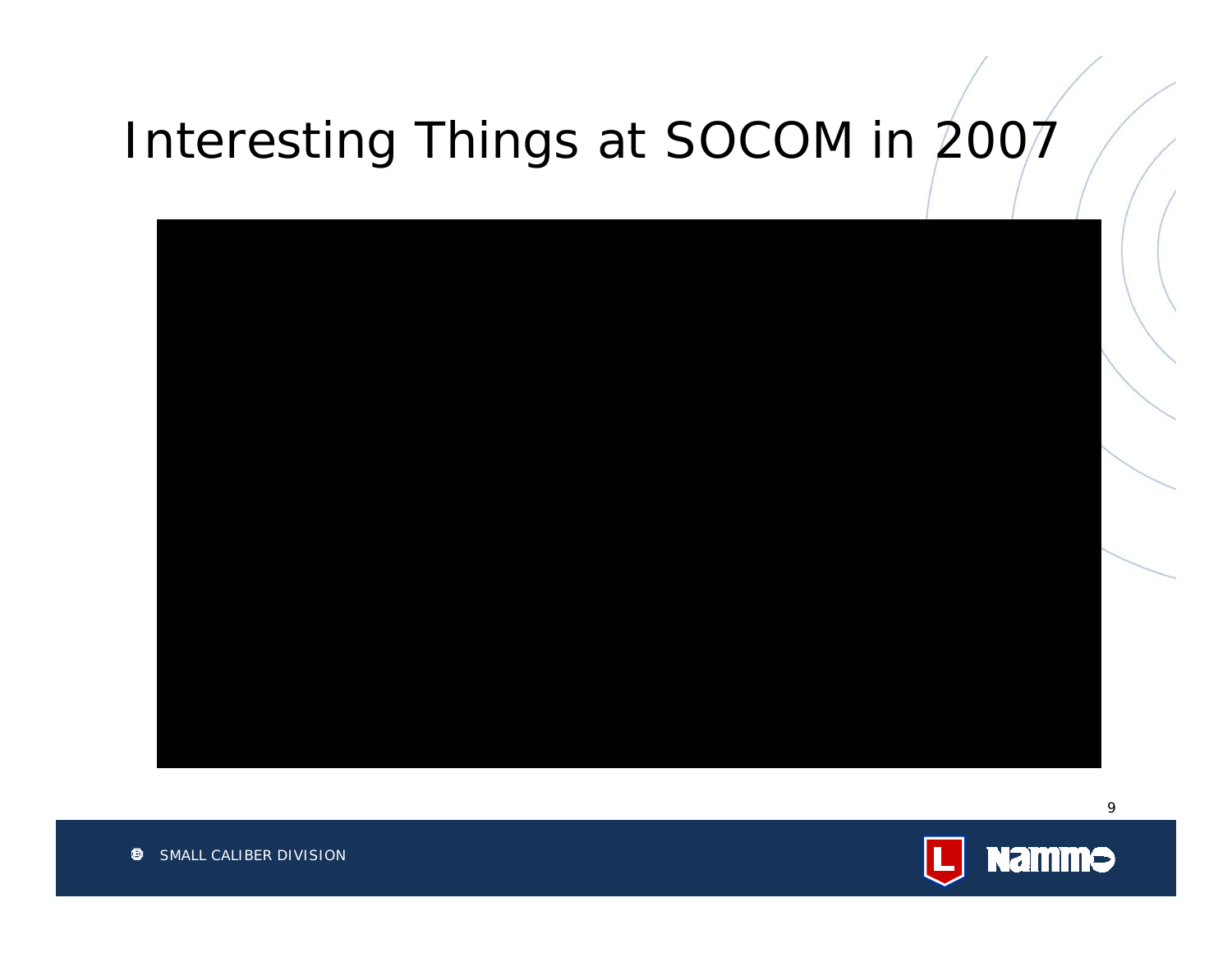# Interesting Things at SOCOM in 2007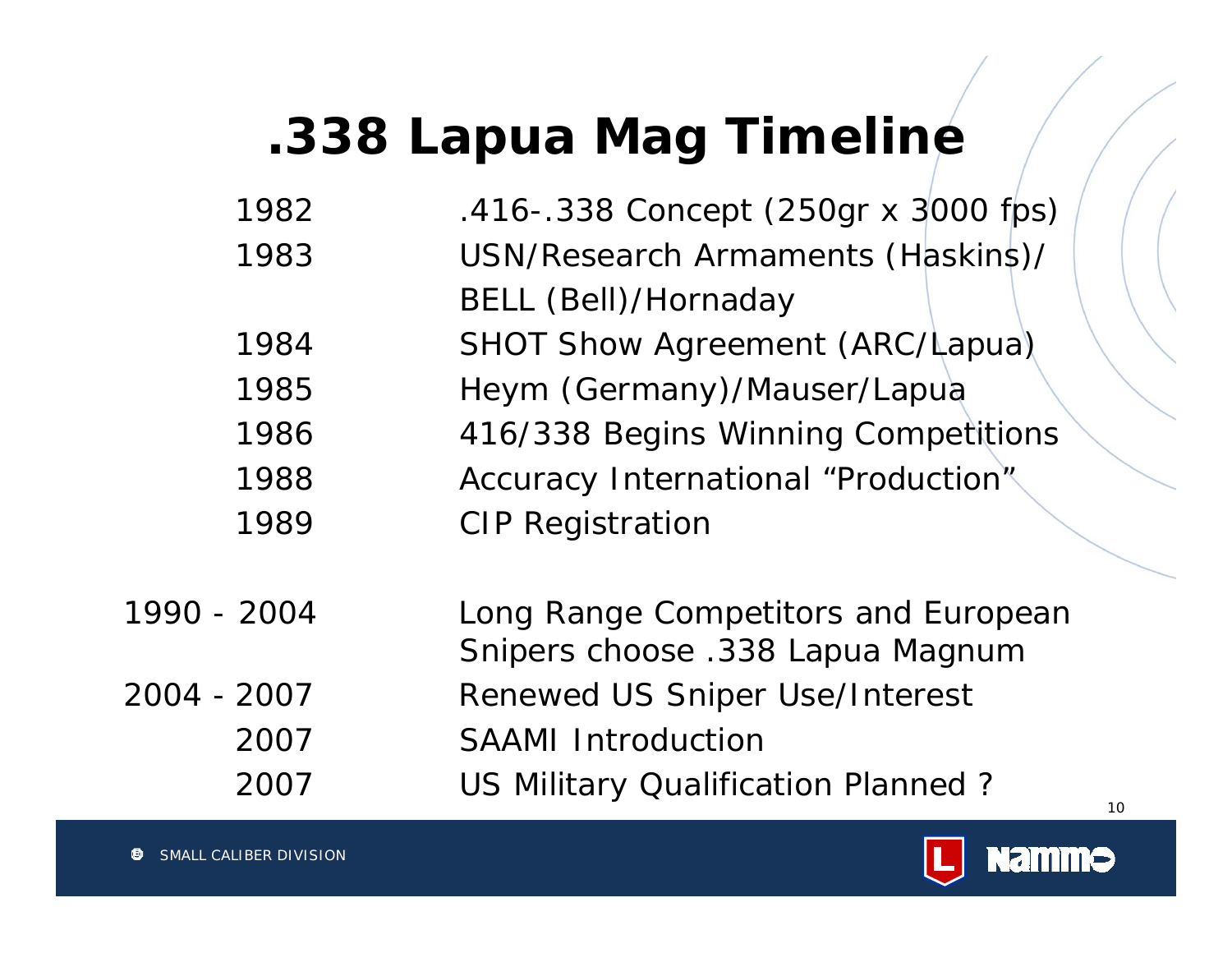# .338 Lapua Mag Timeline

| | |
|---|---|
| 1982 | .416-.338 Concept (250gr x 3000 fps) |
| 1983 | USN/Research Armaments (Haskins)/ BELL (Bell)/Hornaday |
| 1984 | SHOT Show Agreement (ARC/Lapua) |
| 1985 | Heym (Germany)/Mauser/Lapua |
| 1986 | 416/338 Begins Winning Competitions |
| 1988 | Accuracy International "Production" |
| 1989 | CIP Registration |
| 1990 - 2004 | Long Range Competitors and European Snipers choose .338 Lapua Magnum |
| 2004 - 2007 | Renewed US Sniper Use/Interest |
| 2007 | SAAMI Introduction |
| 2007 | US Military Qualification Planned ? |

SMALL CALIBER DIVISION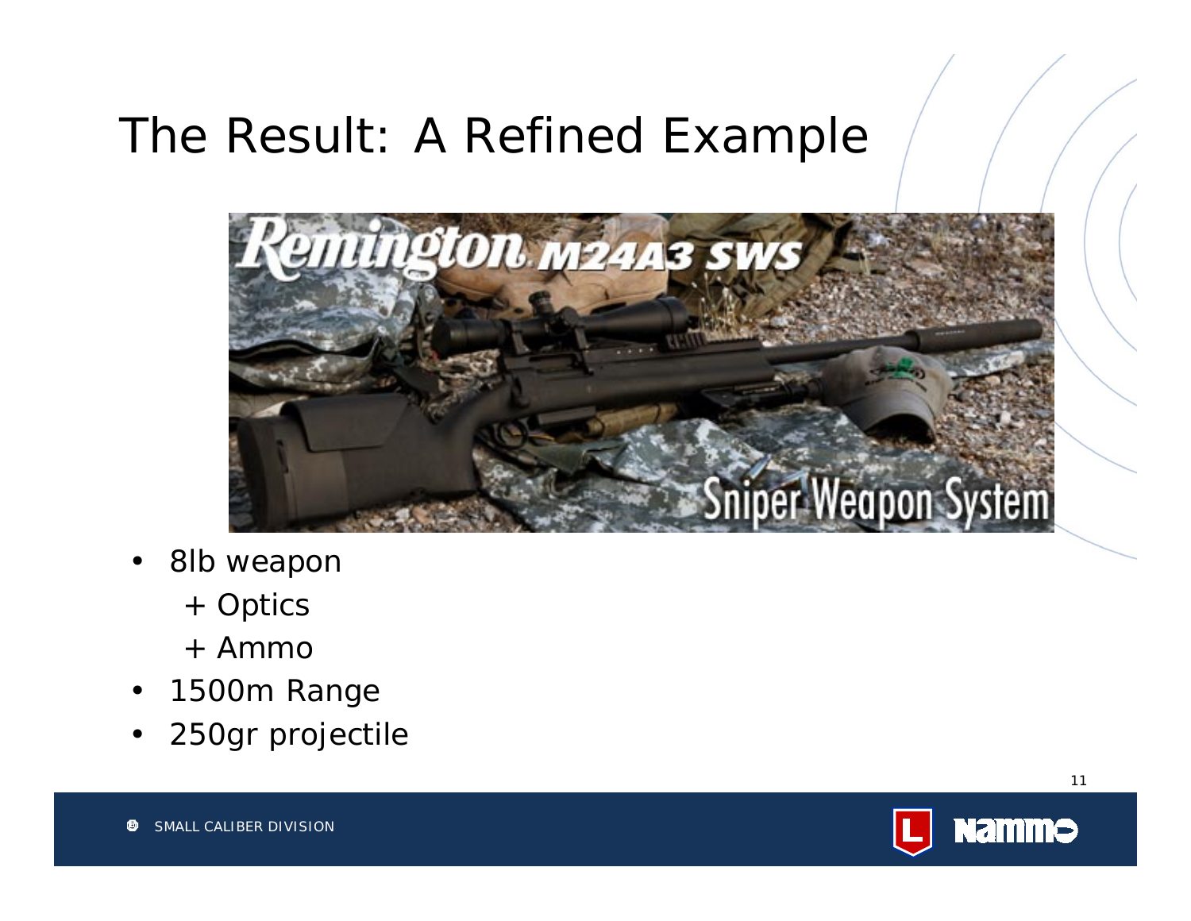# The Result: A Refined Example

- 8lb weapon
  - + Optics
  - + Ammo
- 1500m Range
- 250gr projectile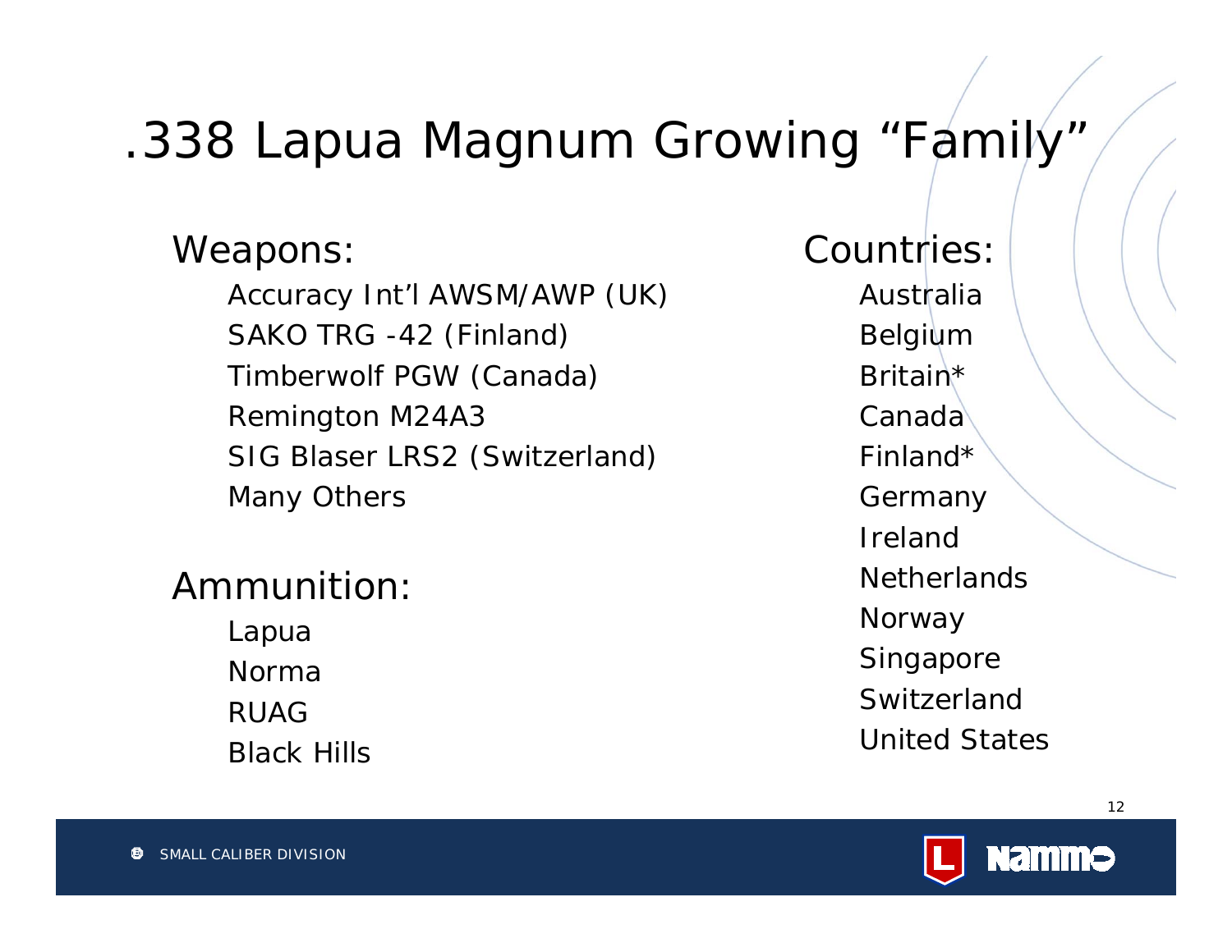# .338 Lapua Magnum Growing "Family"

## Weapons:

- Accuracy Int'l AWSM/AWP (UK)
- SAKO TRG -42 (Finland)
- Timberwolf PGW (Canada)
- Remington M24A3
- SIG Blaser LRS2 (Switzerland)
- Many Others

## Ammunition:

- Lapua
- Norma
- RUAG
- Black Hills

## Countries:

- Australia
- Belgium
- Britain*
- Canada
- Finland*
- Germany
- Ireland
- Netherlands
- Norway
- Singapore
- Switzerland
- United States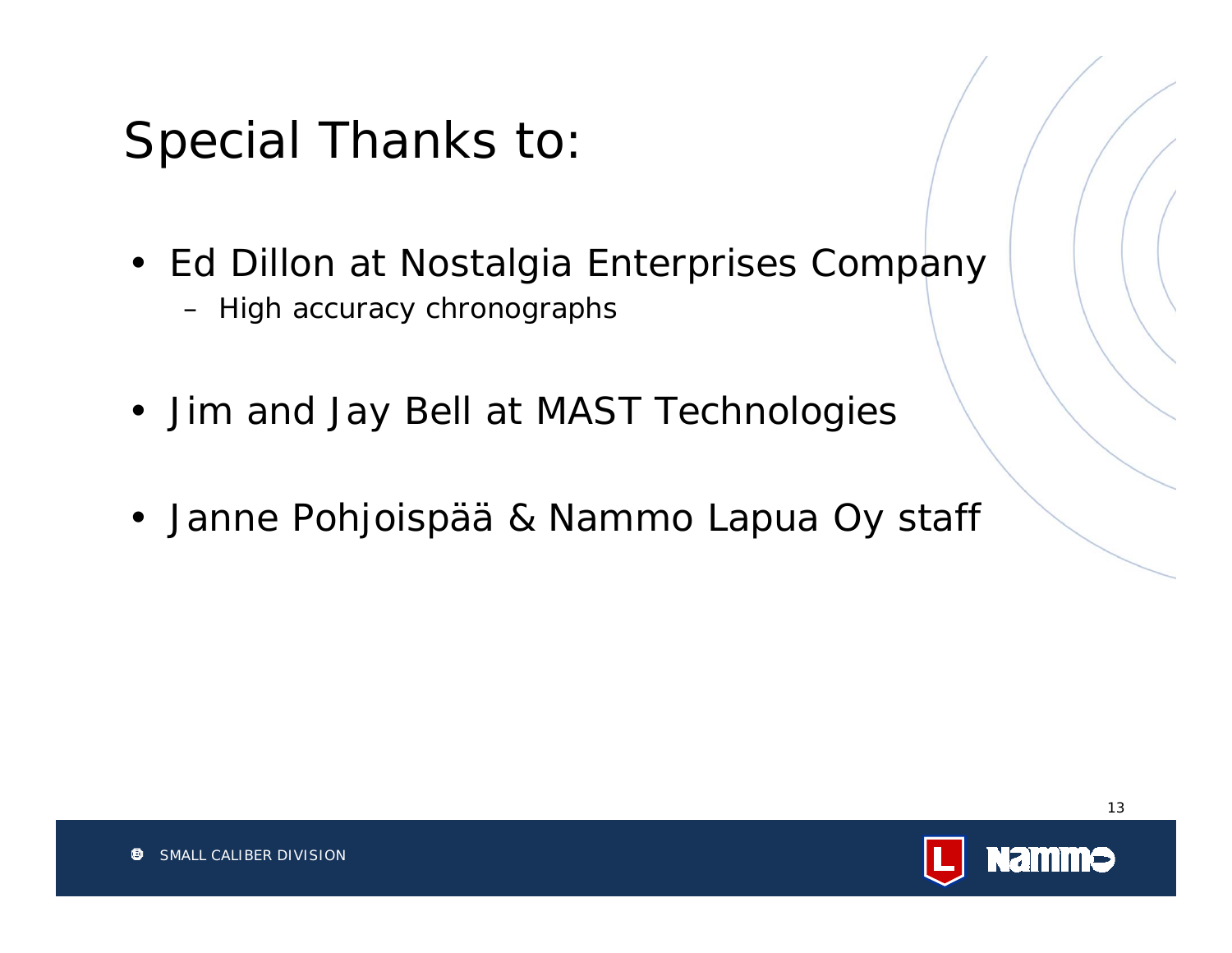# Special Thanks to:

- Ed Dillon at Nostalgia Enterprises Company
  - High accuracy chronographs
- Jim and Jay Bell at MAST Technologies
- Janne Pohjoispää & Nammo Lapua Oy staff